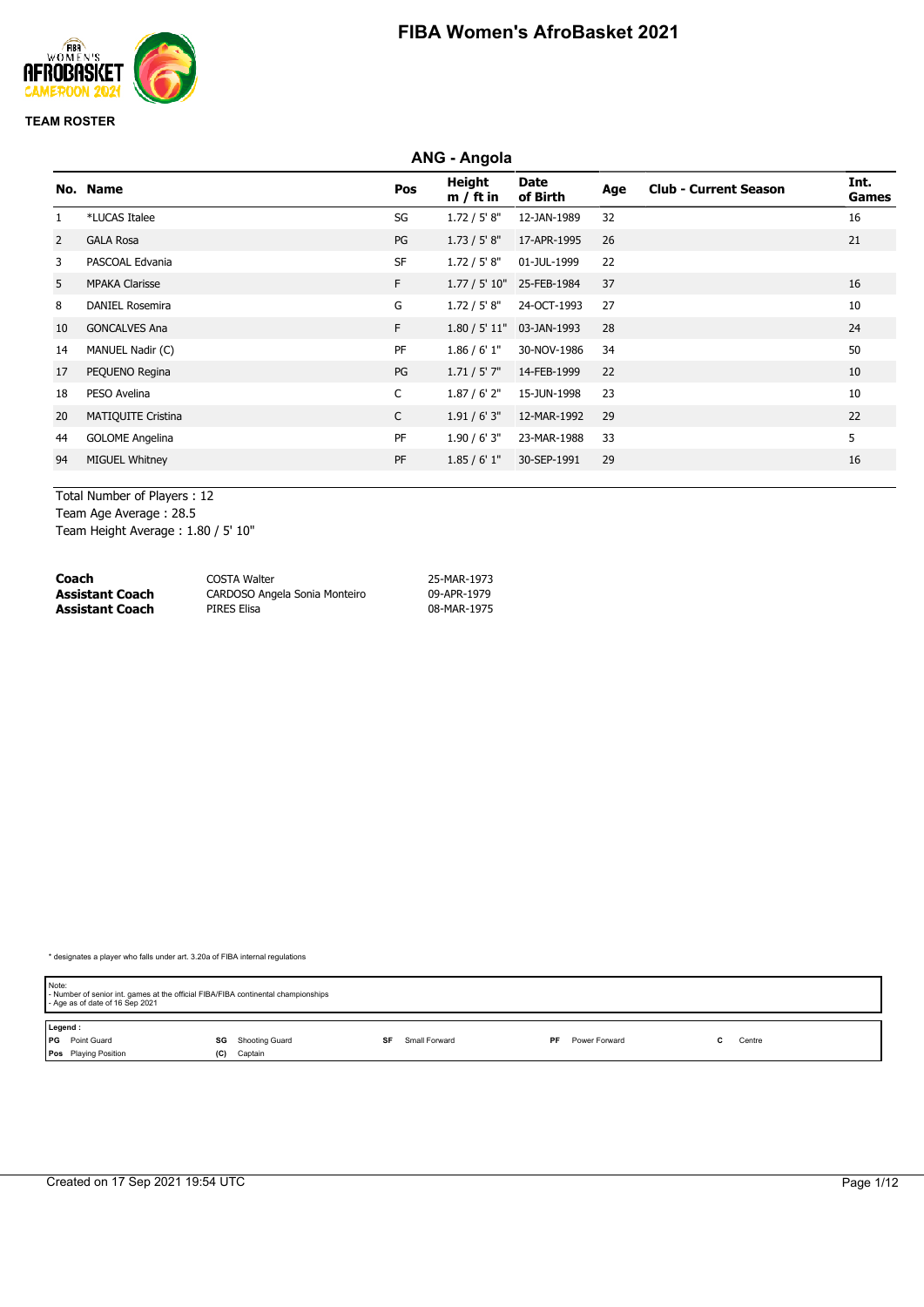# FIBA Women's AfroBasket 2021

**TEAM ROSTER**

## ANG - Angola

| No. | Name | Pos | Height m / ft in | Date of Birth | Age | Club - Current Season | Int. Games |
|---|---|---|---|---|---|---|---|
| 1 | *LUCAS Italee | SG | 1.72 / 5' 8" | 12-JAN-1989 | 32 | | 16 |
| 2 | GALA Rosa | PG | 1.73 / 5' 8" | 17-APR-1995 | 26 | | 21 |
| 3 | PASCOAL Edvania | SF | 1.72 / 5' 8" | 01-JUL-1999 | 22 | | |
| 5 | MPAKA Clarisse | F | 1.77 / 5' 10" | 25-FEB-1984 | 37 | | 16 |
| 8 | DANIEL Rosemira | G | 1.72 / 5' 8" | 24-OCT-1993 | 27 | | 10 |
| 10 | GONCALVES Ana | F | 1.80 / 5' 11" | 03-JAN-1993 | 28 | | 24 |
| 14 | MANUEL Nadir (C) | PF | 1.86 / 6' 1" | 30-NOV-1986 | 34 | | 50 |
| 17 | PEQUENO Regina | PG | 1.71 / 5' 7" | 14-FEB-1999 | 22 | | 10 |
| 18 | PESO Avelina | C | 1.87 / 6' 2" | 15-JUN-1998 | 23 | | 10 |
| 20 | MATIQUITE Cristina | C | 1.91 / 6' 3" | 12-MAR-1992 | 29 | | 22 |
| 44 | GOLOME Angelina | PF | 1.90 / 6' 3" | 23-MAR-1988 | 33 | | 5 |
| 94 | MIGUEL Whitney | PF | 1.85 / 6' 1" | 30-SEP-1991 | 29 | | 16 |

Total Number of Players : 12
Team Age Average : 28.5
Team Height Average : 1.80 / 5' 10"

| | | |
|---|---|---|
| **Coach** | COSTA Walter | 25-MAR-1973 |
| **Assistant Coach** | CARDOSO Angela Sonia Monteiro | 09-APR-1979 |
| **Assistant Coach** | PIRES Elisa | 08-MAR-1975 |

* designates a player who falls under art. 3.20a of FIBA internal regulations

Note:
- Number of senior int. games at the official FIBA/FIBA continental championships
- Age as of date of 16 Sep 2021

Legend :
**PG** Point Guard, **SG** Shooting Guard, **SF** Small Forward, **PF** Power Forward, **C** Centre
**Pos** Playing Position, **(C)** Captain

Created on 17 Sep 2021 19:54 UTC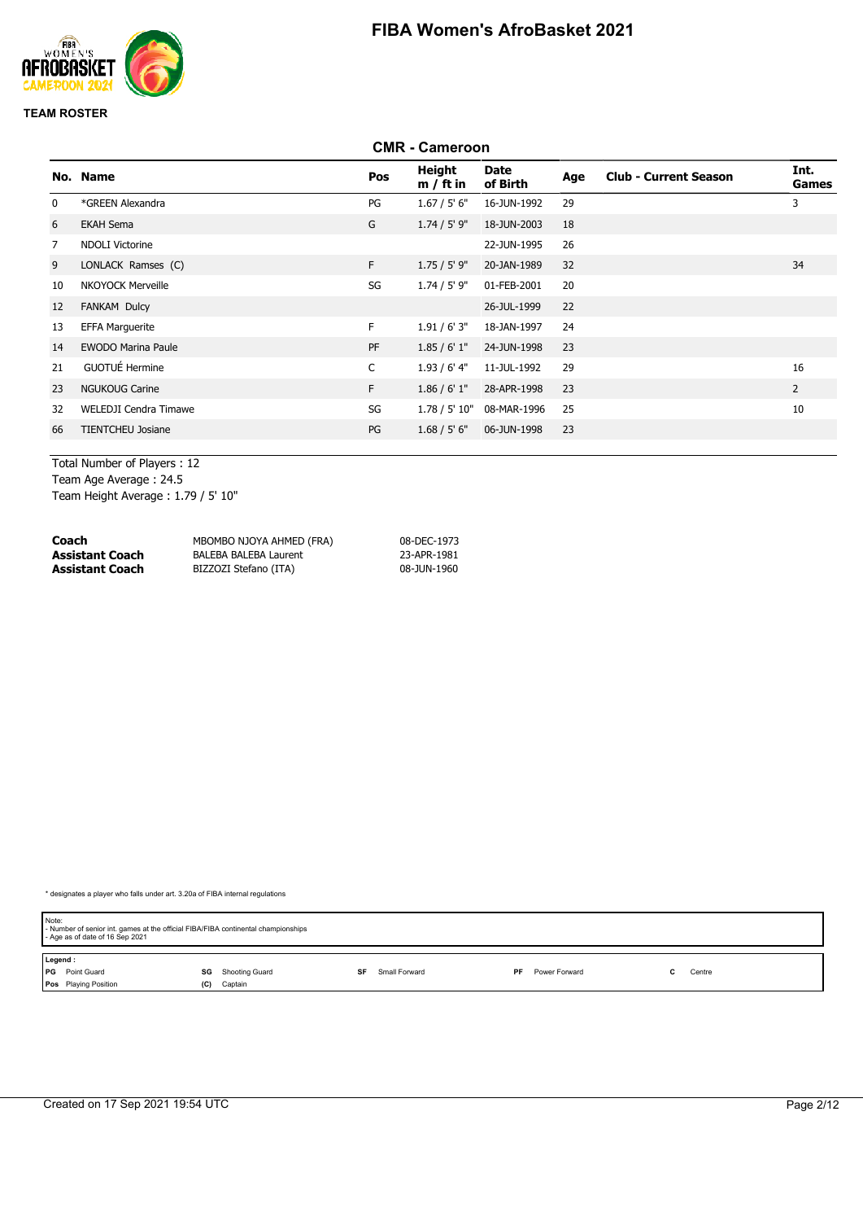# FIBA Women's AfroBasket 2021

**TEAM ROSTER**

## CMR - Cameroon

| No. | Name | Pos | Height m / ft in | Date of Birth | Age | Club - Current Season | Int. Games |
|---|---|---|---|---|---|---|---|
| 0 | *GREEN Alexandra | PG | 1.67 / 5' 6" | 16-JUN-1992 | 29 | | 3 |
| 6 | EKAH Sema | G | 1.74 / 5' 9" | 18-JUN-2003 | 18 | | |
| 7 | NDOLI Victorine | | | 22-JUN-1995 | 26 | | |
| 9 | LONLACK Ramses (C) | F | 1.75 / 5' 9" | 20-JAN-1989 | 32 | | 34 |
| 10 | NKOYOCK Merveille | SG | 1.74 / 5' 9" | 01-FEB-2001 | 20 | | |
| 12 | FANKAM Dulcy | | | 26-JUL-1999 | 22 | | |
| 13 | EFFA Marguerite | F | 1.91 / 6' 3" | 18-JAN-1997 | 24 | | |
| 14 | EWODO Marina Paule | PF | 1.85 / 6' 1" | 24-JUN-1998 | 23 | | |
| 21 | GUOTUÉ Hermine | C | 1.93 / 6' 4" | 11-JUL-1992 | 29 | | 16 |
| 23 | NGUKOUG Carine | F | 1.86 / 6' 1" | 28-APR-1998 | 23 | | 2 |
| 32 | WELEDJI Cendra Timawe | SG | 1.78 / 5' 10" | 08-MAR-1996 | 25 | | 10 |
| 66 | TIENTCHEU Josiane | PG | 1.68 / 5' 6" | 06-JUN-1998 | 23 | | |

Total Number of Players : 12
Team Age Average : 24.5
Team Height Average : 1.79 / 5' 10"

| | | |
|---|---|---|
| **Coach** | MBOMBO NJOYA AHMED (FRA) | 08-DEC-1973 |
| **Assistant Coach** | BALEBA BALEBA Laurent | 23-APR-1981 |
| **Assistant Coach** | BIZZOZI Stefano (ITA) | 08-JUN-1960 |

* designates a player who falls under art. 3.20a of FIBA internal regulations

Note:
- Number of senior int. games at the official FIBA/FIBA continental championships
- Age as of date of 16 Sep 2021

Legend :

| | | | | | | | | | |
|---|---|---|---|---|---|---|---|---|---|
| PG | Point Guard | SG | Shooting Guard | SF | Small Forward | PF | Power Forward | C | Centre |
| Pos | Playing Position | (C) | Captain | | | | | | |

Created on 17 Sep 2021 19:54 UTC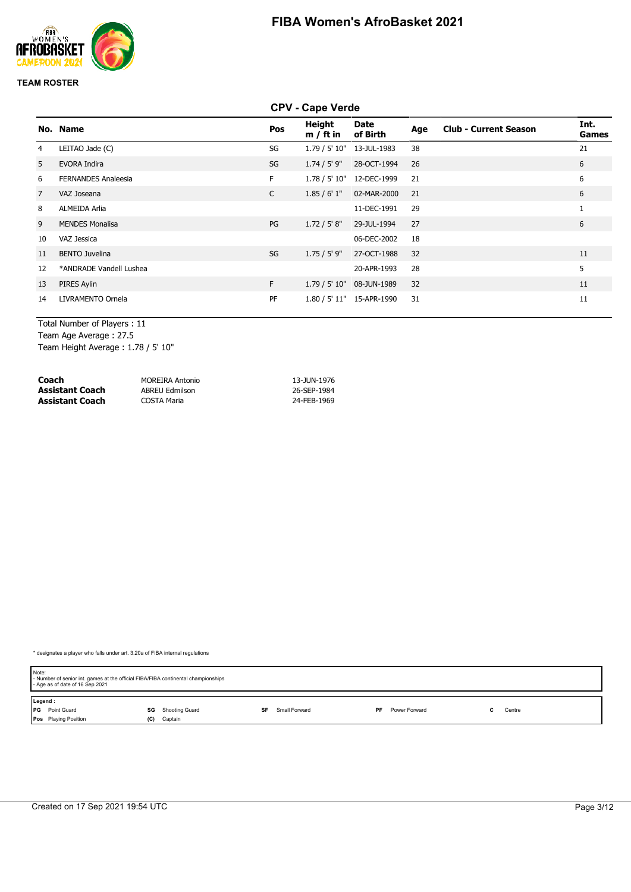# FIBA Women's AfroBasket 2021

**TEAM ROSTER**

## CPV - Cape Verde

| No. | Name | Pos | Height m / ft in | Date of Birth | Age | Club - Current Season | Int. Games |
|---|---|---|---|---|---|---|---|
| 4 | LEITAO Jade (C) | SG | 1.79 / 5' 10" | 13-JUL-1983 | 38 | | 21 |
| 5 | EVORA Indira | SG | 1.74 / 5' 9" | 28-OCT-1994 | 26 | | 6 |
| 6 | FERNANDES Analeesia | F | 1.78 / 5' 10" | 12-DEC-1999 | 21 | | 6 |
| 7 | VAZ Joseana | C | 1.85 / 6' 1" | 02-MAR-2000 | 21 | | 6 |
| 8 | ALMEIDA Arlia | | | 11-DEC-1991 | 29 | | 1 |
| 9 | MENDES Monalisa | PG | 1.72 / 5' 8" | 29-JUL-1994 | 27 | | 6 |
| 10 | VAZ Jessica | | | 06-DEC-2002 | 18 | | |
| 11 | BENTO Juvelina | SG | 1.75 / 5' 9" | 27-OCT-1988 | 32 | | 11 |
| 12 | *ANDRADE Vandell Lushea | | | 20-APR-1993 | 28 | | 5 |
| 13 | PIRES Aylin | F | 1.79 / 5' 10" | 08-JUN-1989 | 32 | | 11 |
| 14 | LIVRAMENTO Ornela | PF | 1.80 / 5' 11" | 15-APR-1990 | 31 | | 11 |

Total Number of Players : 11
Team Age Average : 27.5
Team Height Average : 1.78 / 5' 10"

| | | |
|---|---|---|
| **Coach** | MOREIRA Antonio | 13-JUN-1976 |
| **Assistant Coach** | ABREU Edmilson | 26-SEP-1984 |
| **Assistant Coach** | COSTA Maria | 24-FEB-1969 |

* designates a player who falls under art. 3.20a of FIBA internal regulations

Note:
- Number of senior int. games at the official FIBA/FIBA continental championships
- Age as of date of 16 Sep 2021

**Legend :**

| | | | | | | | | | |
|---|---|---|---|---|---|---|---|---|---|
| **PG** | Point Guard | **SG** | Shooting Guard | **SF** | Small Forward | **PF** | Power Forward | **C** | Centre |
| **Pos** | Playing Position | **(C)** | Captain | | | | | | |

Created on 17 Sep 2021 19:54 UTC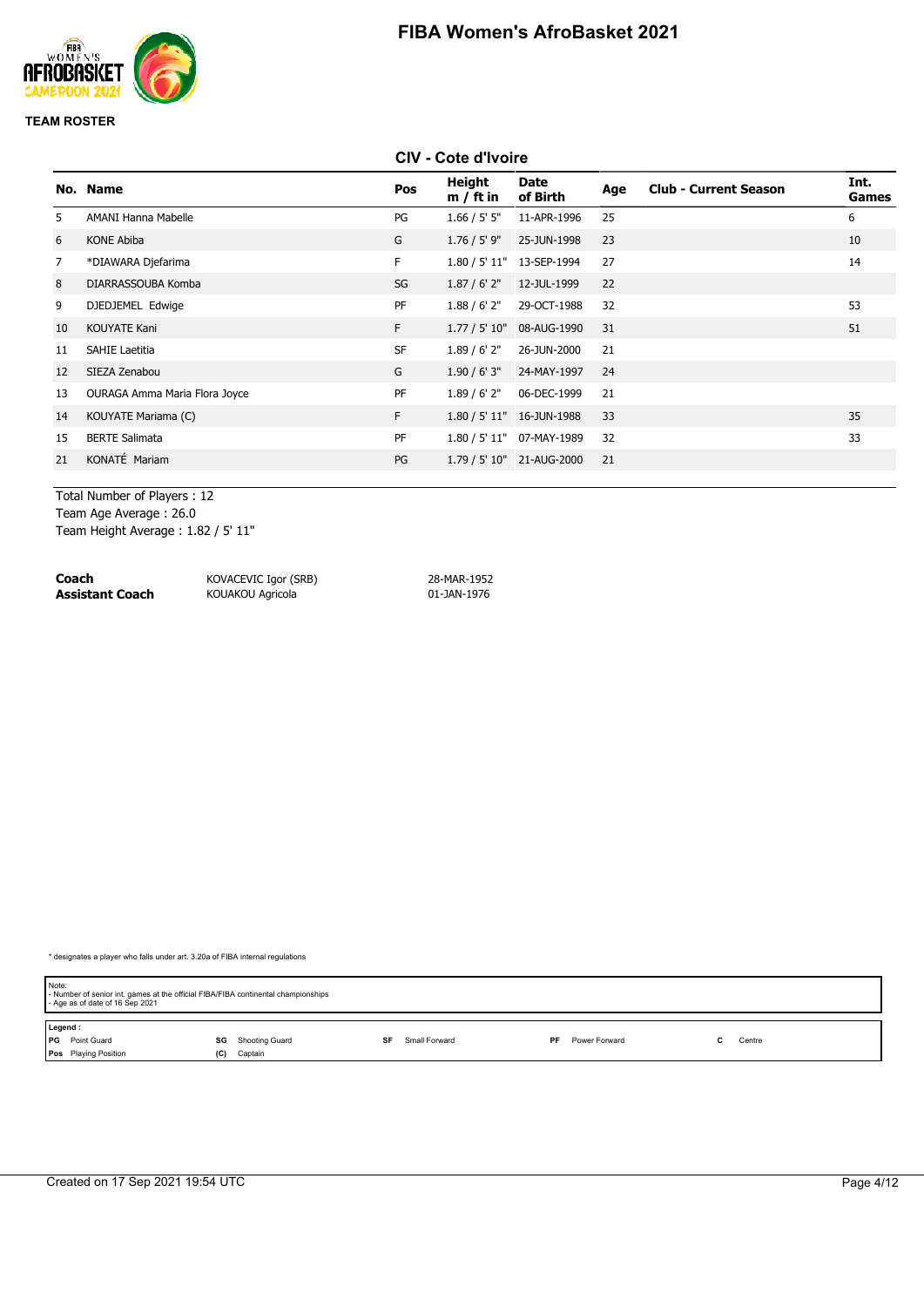# FIBA Women's AfroBasket 2021

**TEAM ROSTER**

## CIV - Cote d'Ivoire

| No. | Name | Pos | Height m / ft in | Date of Birth | Age | Club - Current Season | Int. Games |
|---|---|---|---|---|---|---|---|
| 5 | AMANI Hanna Mabelle | PG | 1.66 / 5' 5" | 11-APR-1996 | 25 | | 6 |
| 6 | KONE Abiba | G | 1.76 / 5' 9" | 25-JUN-1998 | 23 | | 10 |
| 7 | *DIAWARA Djefarima | F | 1.80 / 5' 11" | 13-SEP-1994 | 27 | | 14 |
| 8 | DIARRASSOUBA Komba | SG | 1.87 / 6' 2" | 12-JUL-1999 | 22 | | |
| 9 | DJEDJEMEL Edwige | PF | 1.88 / 6' 2" | 29-OCT-1988 | 32 | | 53 |
| 10 | KOUYATE Kani | F | 1.77 / 5' 10" | 08-AUG-1990 | 31 | | 51 |
| 11 | SAHIE Laetitia | SF | 1.89 / 6' 2" | 26-JUN-2000 | 21 | | |
| 12 | SIEZA Zenabou | G | 1.90 / 6' 3" | 24-MAY-1997 | 24 | | |
| 13 | OURAGA Amma Maria Flora Joyce | PF | 1.89 / 6' 2" | 06-DEC-1999 | 21 | | |
| 14 | KOUYATE Mariama (C) | F | 1.80 / 5' 11" | 16-JUN-1988 | 33 | | 35 |
| 15 | BERTE Salimata | PF | 1.80 / 5' 11" | 07-MAY-1989 | 32 | | 33 |
| 21 | KONATÉ Mariam | PG | 1.79 / 5' 10" | 21-AUG-2000 | 21 | | |

Total Number of Players : 12
Team Age Average : 26.0
Team Height Average : 1.82 / 5' 11"

| | | |
|---|---|---|
| **Coach** | KOVACEVIC Igor (SRB) | 28-MAR-1952 |
| **Assistant Coach** | KOUAKOU Agricola | 01-JAN-1976 |

* designates a player who falls under art. 3.20a of FIBA internal regulations

Note:
- Number of senior int. games at the official FIBA/FIBA continental championships
- Age as of date of 16 Sep 2021

**Legend :**

| | | | | |
|---|---|---|---|---|
| **PG** Point Guard | **SG** Shooting Guard | **SF** Small Forward | **PF** Power Forward | **C** Centre |
| **Pos** Playing Position | **(C)** Captain | | | |

Created on 17 Sep 2021 19:54 UTC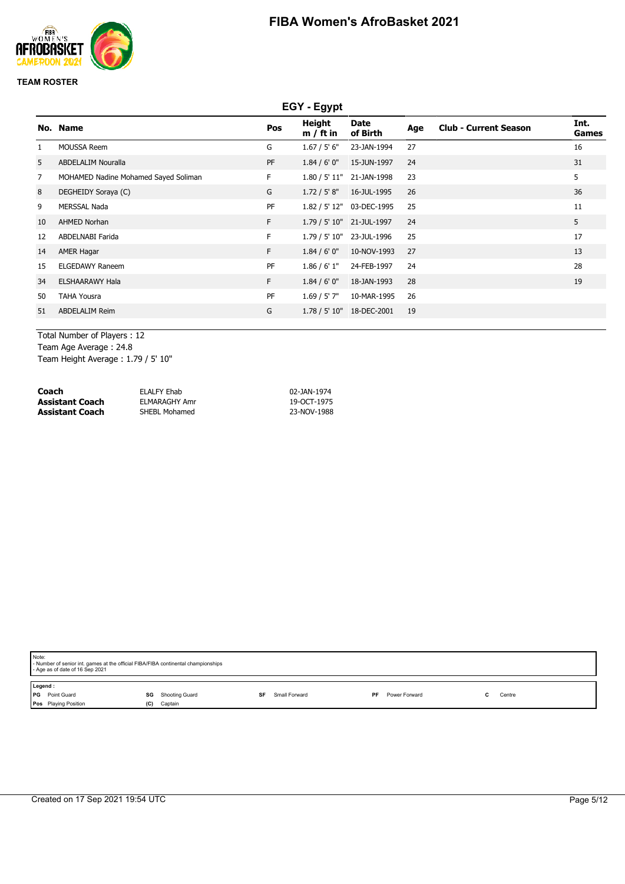# FIBA Women's AfroBasket 2021

**TEAM ROSTER**

## EGY - Egypt

| No. | Name | Pos | Height m / ft in | Date of Birth | Age | Club - Current Season | Int. Games |
|---|---|---|---|---|---|---|---|
| 1 | MOUSSA Reem | G | 1.67 / 5' 6" | 23-JAN-1994 | 27 | | 16 |
| 5 | ABDELALIM Nouralla | PF | 1.84 / 6' 0" | 15-JUN-1997 | 24 | | 31 |
| 7 | MOHAMED Nadine Mohamed Sayed Soliman | F | 1.80 / 5' 11" | 21-JAN-1998 | 23 | | 5 |
| 8 | DEGHEIDY Soraya (C) | G | 1.72 / 5' 8" | 16-JUL-1995 | 26 | | 36 |
| 9 | MERSSAL Nada | PF | 1.82 / 5' 12" | 03-DEC-1995 | 25 | | 11 |
| 10 | AHMED Norhan | F | 1.79 / 5' 10" | 21-JUL-1997 | 24 | | 5 |
| 12 | ABDELNABI Farida | F | 1.79 / 5' 10" | 23-JUL-1996 | 25 | | 17 |
| 14 | AMER Hagar | F | 1.84 / 6' 0" | 10-NOV-1993 | 27 | | 13 |
| 15 | ELGEDAWY Raneem | PF | 1.86 / 6' 1" | 24-FEB-1997 | 24 | | 28 |
| 34 | ELSHAARAWY Hala | F | 1.84 / 6' 0" | 18-JAN-1993 | 28 | | 19 |
| 50 | TAHA Yousra | PF | 1.69 / 5' 7" | 10-MAR-1995 | 26 | | |
| 51 | ABDELALIM Reim | G | 1.78 / 5' 10" | 18-DEC-2001 | 19 | | |

Total Number of Players : 12
Team Age Average : 24.8
Team Height Average : 1.79 / 5' 10"

| | | |
|---|---|---|
| **Coach** | ELALFY Ehab | 02-JAN-1974 |
| **Assistant Coach** | ELMARAGHY Amr | 19-OCT-1975 |
| **Assistant Coach** | SHEBL Mohamed | 23-NOV-1988 |

Note:
- Number of senior int. games at the official FIBA/FIBA continental championships
- Age as of date of 16 Sep 2021

Legend :

| | | | | | | | | | |
|---|---|---|---|---|---|---|---|---|---|
| **PG** | Point Guard | **SG** | Shooting Guard | **SF** | Small Forward | **PF** | Power Forward | **C** | Centre |
| **Pos** | Playing Position | **(C)** | Captain | | | | | | |

Created on 17 Sep 2021 19:54 UTC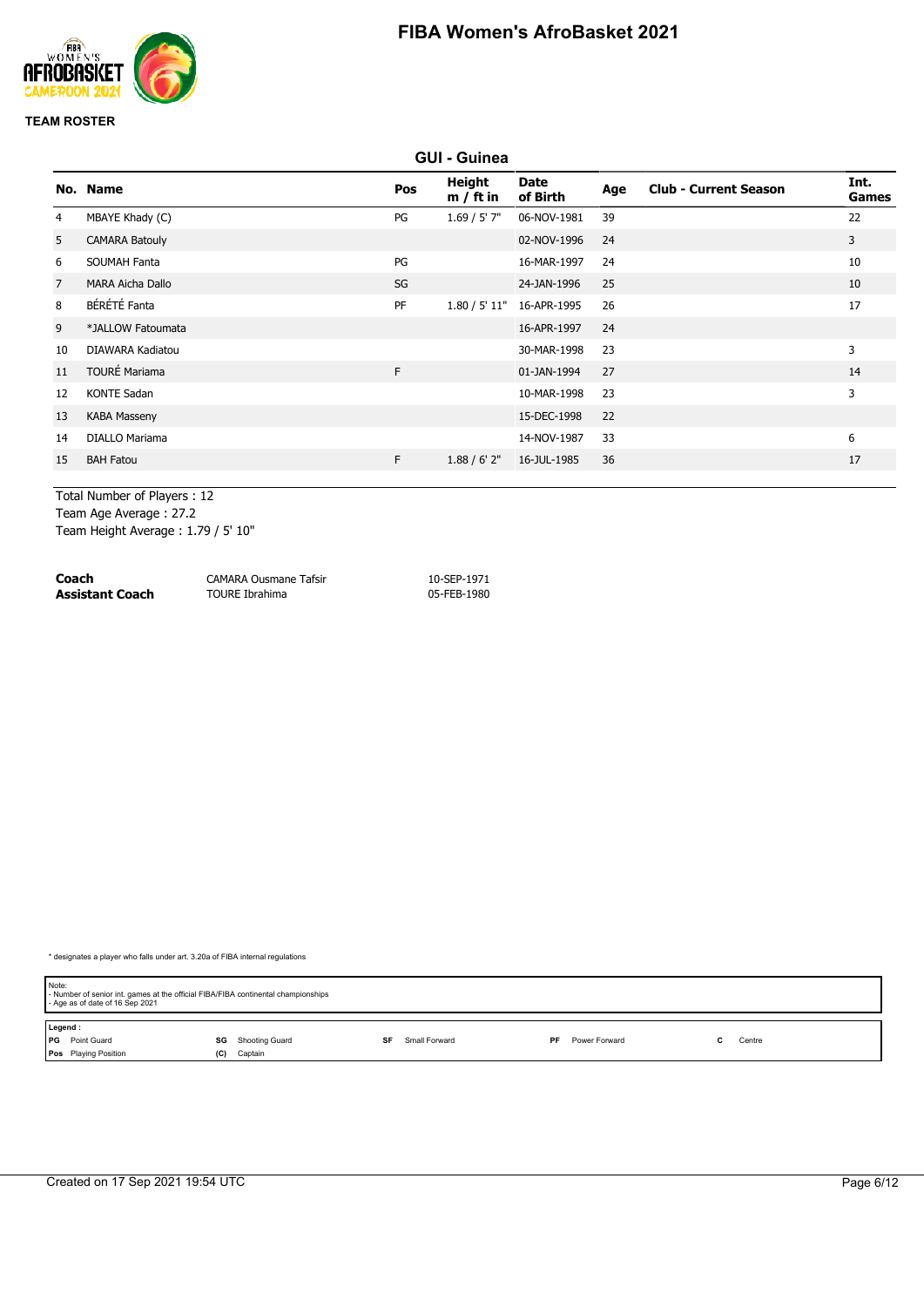# FIBA Women's AfroBasket 2021

**TEAM ROSTER**

## GUI - Guinea

| No. | Name | Pos | Height m / ft in | Date of Birth | Age | Club - Current Season | Int. Games |
|---|---|---|---|---|---|---|---|
| 4 | MBAYE Khady (C) | PG | 1.69 / 5' 7" | 06-NOV-1981 | 39 | | 22 |
| 5 | CAMARA Batouly | | | 02-NOV-1996 | 24 | | 3 |
| 6 | SOUMAH Fanta | PG | | 16-MAR-1997 | 24 | | 10 |
| 7 | MARA Aicha Dallo | SG | | 24-JAN-1996 | 25 | | 10 |
| 8 | BÉRÉTÉ Fanta | PF | 1.80 / 5' 11" | 16-APR-1995 | 26 | | 17 |
| 9 | *JALLOW Fatoumata | | | 16-APR-1997 | 24 | | |
| 10 | DIAWARA Kadiatou | | | 30-MAR-1998 | 23 | | 3 |
| 11 | TOURÉ Mariama | F | | 01-JAN-1994 | 27 | | 14 |
| 12 | KONTE Sadan | | | 10-MAR-1998 | 23 | | 3 |
| 13 | KABA Masseny | | | 15-DEC-1998 | 22 | | |
| 14 | DIALLO Mariama | | | 14-NOV-1987 | 33 | | 6 |
| 15 | BAH Fatou | F | 1.88 / 6' 2" | 16-JUL-1985 | 36 | | 17 |

Total Number of Players : 12
Team Age Average : 27.2
Team Height Average : 1.79 / 5' 10"

| | | |
|---|---|---|
| **Coach** | CAMARA Ousmane Tafsir | 10-SEP-1971 |
| **Assistant Coach** | TOURE Ibrahima | 05-FEB-1980 |

* designates a player who falls under art. 3.20a of FIBA internal regulations

Note:
- Number of senior int. games at the official FIBA/FIBA continental championships
- Age as of date of 16 Sep 2021

**Legend :**

| | | | | | | | | | |
|---|---|---|---|---|---|---|---|---|---|
| **PG** | Point Guard | **SG** | Shooting Guard | **SF** | Small Forward | **PF** | Power Forward | **C** | Centre |
| **Pos** | Playing Position | **(C)** | Captain | | | | | | |

Created on 17 Sep 2021 19:54 UTC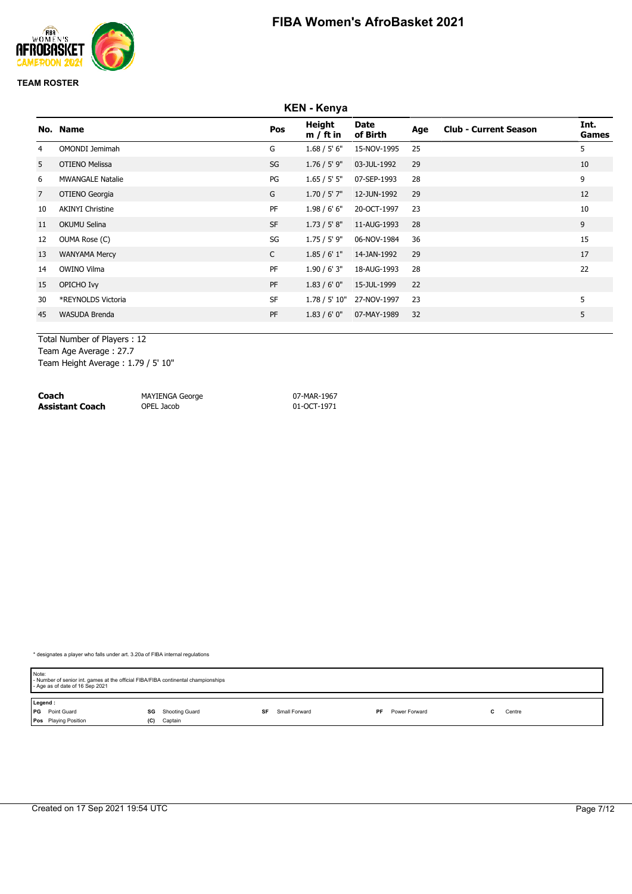# FIBA Women's AfroBasket 2021

**TEAM ROSTER**

## KEN - Kenya

| No. | Name | Pos | Height m / ft in | Date of Birth | Age | Club - Current Season | Int. Games |
|---|---|---|---|---|---|---|---|
| 4 | OMONDI Jemimah | G | 1.68 / 5' 6" | 15-NOV-1995 | 25 | | 5 |
| 5 | OTIENO Melissa | SG | 1.76 / 5' 9" | 03-JUL-1992 | 29 | | 10 |
| 6 | MWANGALE Natalie | PG | 1.65 / 5' 5" | 07-SEP-1993 | 28 | | 9 |
| 7 | OTIENO Georgia | G | 1.70 / 5' 7" | 12-JUN-1992 | 29 | | 12 |
| 10 | AKINYI Christine | PF | 1.98 / 6' 6" | 20-OCT-1997 | 23 | | 10 |
| 11 | OKUMU Selina | SF | 1.73 / 5' 8" | 11-AUG-1993 | 28 | | 9 |
| 12 | OUMA Rose (C) | SG | 1.75 / 5' 9" | 06-NOV-1984 | 36 | | 15 |
| 13 | WANYAMA Mercy | C | 1.85 / 6' 1" | 14-JAN-1992 | 29 | | 17 |
| 14 | OWINO Vilma | PF | 1.90 / 6' 3" | 18-AUG-1993 | 28 | | 22 |
| 15 | OPICHO Ivy | PF | 1.83 / 6' 0" | 15-JUL-1999 | 22 | | |
| 30 | *REYNOLDS Victoria | SF | 1.78 / 5' 10" | 27-NOV-1997 | 23 | | 5 |
| 45 | WASUDA Brenda | PF | 1.83 / 6' 0" | 07-MAY-1989 | 32 | | 5 |

Total Number of Players : 12
Team Age Average : 27.7
Team Height Average : 1.79 / 5' 10"

| | | |
|---|---|---|
| **Coach** | MAYIENGA George | 07-MAR-1967 |
| **Assistant Coach** | OPEL Jacob | 01-OCT-1971 |

* designates a player who falls under art. 3.20a of FIBA internal regulations

Note:
- Number of senior int. games at the official FIBA/FIBA continental championships
- Age as of date of 16 Sep 2021

**Legend :**

| | | | | | | | | | |
|---|---|---|---|---|---|---|---|---|---|
| PG | Point Guard | SG | Shooting Guard | SF | Small Forward | PF | Power Forward | C | Centre |
| Pos | Playing Position | (C) | Captain | | | | | | |

Created on 17 Sep 2021 19:54 UTC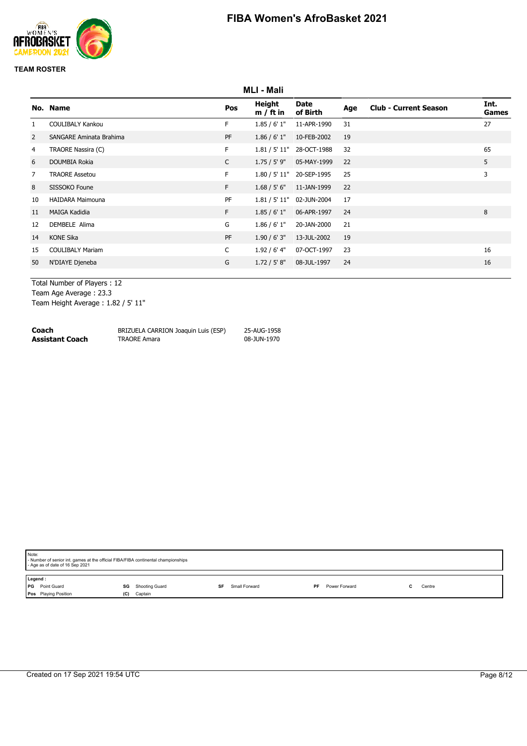# FIBA Women's AfroBasket 2021

**TEAM ROSTER**

## MLI - Mali

| No. | Name | Pos | Height m / ft in | Date of Birth | Age | Club - Current Season | Int. Games |
|---|---|---|---|---|---|---|---|
| 1 | COULIBALY Kankou | F | 1.85 / 6' 1" | 11-APR-1990 | 31 | | 27 |
| 2 | SANGARE Aminata Brahima | PF | 1.86 / 6' 1" | 10-FEB-2002 | 19 | | |
| 4 | TRAORE Nassira (C) | F | 1.81 / 5' 11" | 28-OCT-1988 | 32 | | 65 |
| 6 | DOUMBIA Rokia | C | 1.75 / 5' 9" | 05-MAY-1999 | 22 | | 5 |
| 7 | TRAORE Assetou | F | 1.80 / 5' 11" | 20-SEP-1995 | 25 | | 3 |
| 8 | SISSOKO Foune | F | 1.68 / 5' 6" | 11-JAN-1999 | 22 | | |
| 10 | HAIDARA Maimouna | PF | 1.81 / 5' 11" | 02-JUN-2004 | 17 | | |
| 11 | MAIGA Kadidia | F | 1.85 / 6' 1" | 06-APR-1997 | 24 | | 8 |
| 12 | DEMBELE Alima | G | 1.86 / 6' 1" | 20-JAN-2000 | 21 | | |
| 14 | KONE Sika | PF | 1.90 / 6' 3" | 13-JUL-2002 | 19 | | |
| 15 | COULIBALY Mariam | C | 1.92 / 6' 4" | 07-OCT-1997 | 23 | | 16 |
| 50 | N'DIAYE Djeneba | G | 1.72 / 5' 8" | 08-JUL-1997 | 24 | | 16 |

Total Number of Players : 12
Team Age Average : 23.3
Team Height Average : 1.82 / 5' 11"

| | | |
|---|---|---|
| **Coach** | BRIZUELA CARRION Joaquin Luis (ESP) | 25-AUG-1958 |
| **Assistant Coach** | TRAORE Amara | 08-JUN-1970 |

Note:
- Number of senior int. games at the official FIBA/FIBA continental championships
- Age as of date of 16 Sep 2021

Legend :

| | | | | | | | | | |
|---|---|---|---|---|---|---|---|---|---|
| PG | Point Guard | SG | Shooting Guard | SF | Small Forward | PF | Power Forward | C | Centre |
| Pos | Playing Position | (C) | Captain | | | | | | |

Created on 17 Sep 2021 19:54 UTC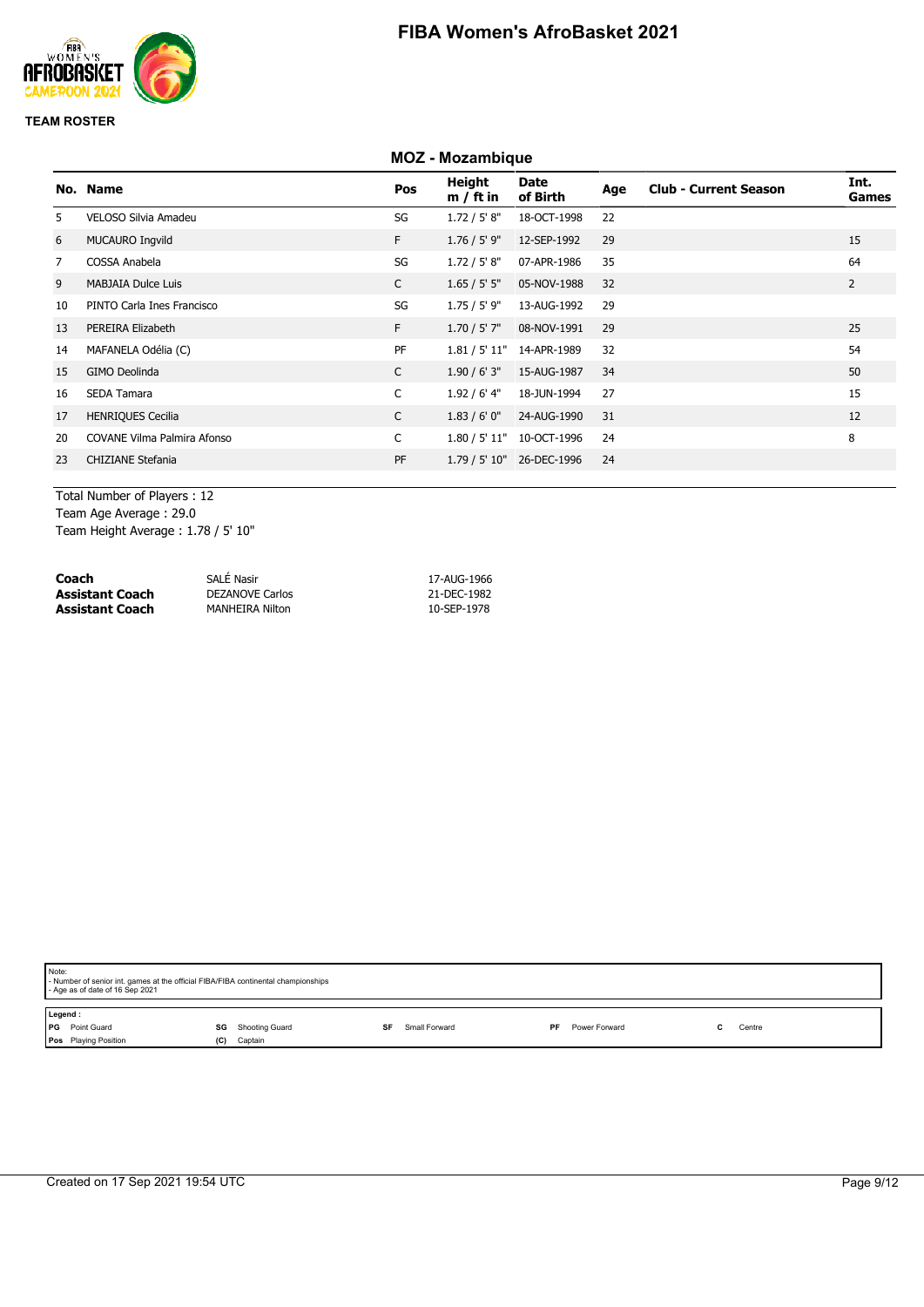# FIBA Women's AfroBasket 2021

**TEAM ROSTER**

## MOZ - Mozambique

| No. | Name | Pos | Height m / ft in | Date of Birth | Age | Club - Current Season | Int. Games |
|---|---|---|---|---|---|---|---|
| 5 | VELOSO Silvia Amadeu | SG | 1.72 / 5' 8" | 18-OCT-1998 | 22 | | |
| 6 | MUCAURO Ingvild | F | 1.76 / 5' 9" | 12-SEP-1992 | 29 | | 15 |
| 7 | COSSA Anabela | SG | 1.72 / 5' 8" | 07-APR-1986 | 35 | | 64 |
| 9 | MABJAIA Dulce Luis | C | 1.65 / 5' 5" | 05-NOV-1988 | 32 | | 2 |
| 10 | PINTO Carla Ines Francisco | SG | 1.75 / 5' 9" | 13-AUG-1992 | 29 | | |
| 13 | PEREIRA Elizabeth | F | 1.70 / 5' 7" | 08-NOV-1991 | 29 | | 25 |
| 14 | MAFANELA Odélia (C) | PF | 1.81 / 5' 11" | 14-APR-1989 | 32 | | 54 |
| 15 | GIMO Deolinda | C | 1.90 / 6' 3" | 15-AUG-1987 | 34 | | 50 |
| 16 | SEDA Tamara | C | 1.92 / 6' 4" | 18-JUN-1994 | 27 | | 15 |
| 17 | HENRIQUES Cecilia | C | 1.83 / 6' 0" | 24-AUG-1990 | 31 | | 12 |
| 20 | COVANE Vilma Palmira Afonso | C | 1.80 / 5' 11" | 10-OCT-1996 | 24 | | 8 |
| 23 | CHIZIANE Stefania | PF | 1.79 / 5' 10" | 26-DEC-1996 | 24 | | |

Total Number of Players : 12
Team Age Average : 29.0
Team Height Average : 1.78 / 5' 10"

| | | |
|---|---|---|
| **Coach** | SALÉ Nasir | 17-AUG-1966 |
| **Assistant Coach** | DEZANOVE Carlos | 21-DEC-1982 |
| **Assistant Coach** | MANHEIRA Nilton | 10-SEP-1978 |

Note:
- Number of senior int. games at the official FIBA/FIBA continental championships
- Age as of date of 16 Sep 2021

Legend :

| | | | | |
|---|---|---|---|---|
| **PG** Point Guard | **SG** Shooting Guard | **SF** Small Forward | **PF** Power Forward | **C** Centre |
| **Pos** Playing Position | **(C)** Captain | | | |

Created on 17 Sep 2021 19:54 UTC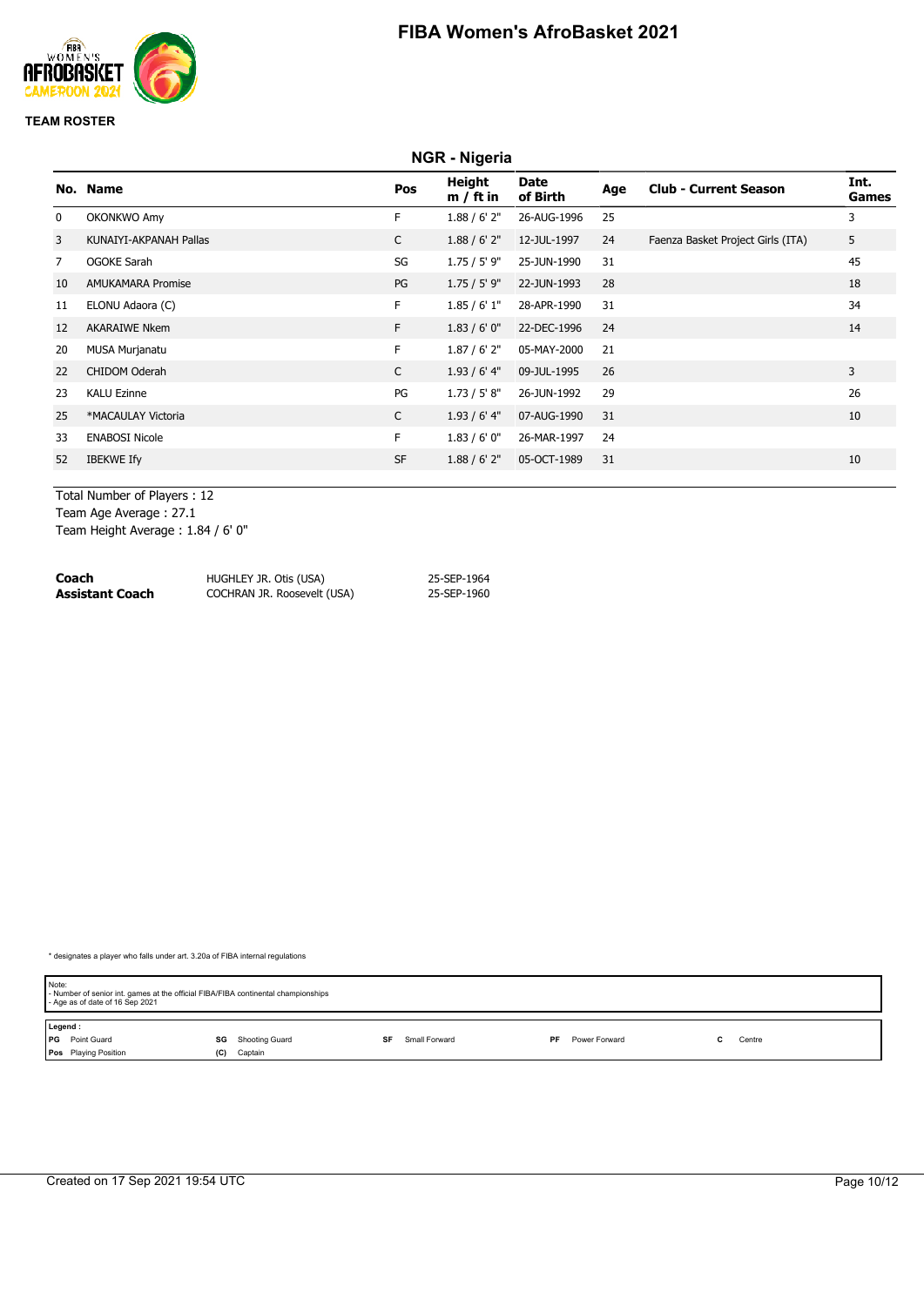# FIBA Women's AfroBasket 2021

**TEAM ROSTER**

## NGR - Nigeria

| No. | Name | Pos | Height m / ft in | Date of Birth | Age | Club - Current Season | Int. Games |
|---|---|---|---|---|---|---|---|
| 0 | OKONKWO Amy | F | 1.88 / 6' 2" | 26-AUG-1996 | 25 | | 3 |
| 3 | KUNAIYI-AKPANAH Pallas | C | 1.88 / 6' 2" | 12-JUL-1997 | 24 | Faenza Basket Project Girls (ITA) | 5 |
| 7 | OGOKE Sarah | SG | 1.75 / 5' 9" | 25-JUN-1990 | 31 | | 45 |
| 10 | AMUKAMARA Promise | PG | 1.75 / 5' 9" | 22-JUN-1993 | 28 | | 18 |
| 11 | ELONU Adaora (C) | F | 1.85 / 6' 1" | 28-APR-1990 | 31 | | 34 |
| 12 | AKARAIWE Nkem | F | 1.83 / 6' 0" | 22-DEC-1996 | 24 | | 14 |
| 20 | MUSA Murjanatu | F | 1.87 / 6' 2" | 05-MAY-2000 | 21 | | |
| 22 | CHIDOM Oderah | C | 1.93 / 6' 4" | 09-JUL-1995 | 26 | | 3 |
| 23 | KALU Ezinne | PG | 1.73 / 5' 8" | 26-JUN-1992 | 29 | | 26 |
| 25 | *MACAULAY Victoria | C | 1.93 / 6' 4" | 07-AUG-1990 | 31 | | 10 |
| 33 | ENABOSI Nicole | F | 1.83 / 6' 0" | 26-MAR-1997 | 24 | | |
| 52 | IBEKWE Ify | SF | 1.88 / 6' 2" | 05-OCT-1989 | 31 | | 10 |

Total Number of Players : 12
Team Age Average : 27.1
Team Height Average : 1.84 / 6' 0"

| | | |
|---|---|---|
| **Coach** | HUGHLEY JR. Otis (USA) | 25-SEP-1964 |
| **Assistant Coach** | COCHRAN JR. Roosevelt (USA) | 25-SEP-1960 |

* designates a player who falls under art. 3.20a of FIBA internal regulations

Note:
- Number of senior int. games at the official FIBA/FIBA continental championships
- Age as of date of 16 Sep 2021

**Legend :**

| | | | | | | | | | |
|---|---|---|---|---|---|---|---|---|---|
| PG | Point Guard | SG | Shooting Guard | SF | Small Forward | PF | Power Forward | C | Centre |
| Pos | Playing Position | (C) | Captain | | | | | | |

Created on 17 Sep 2021 19:54 UTC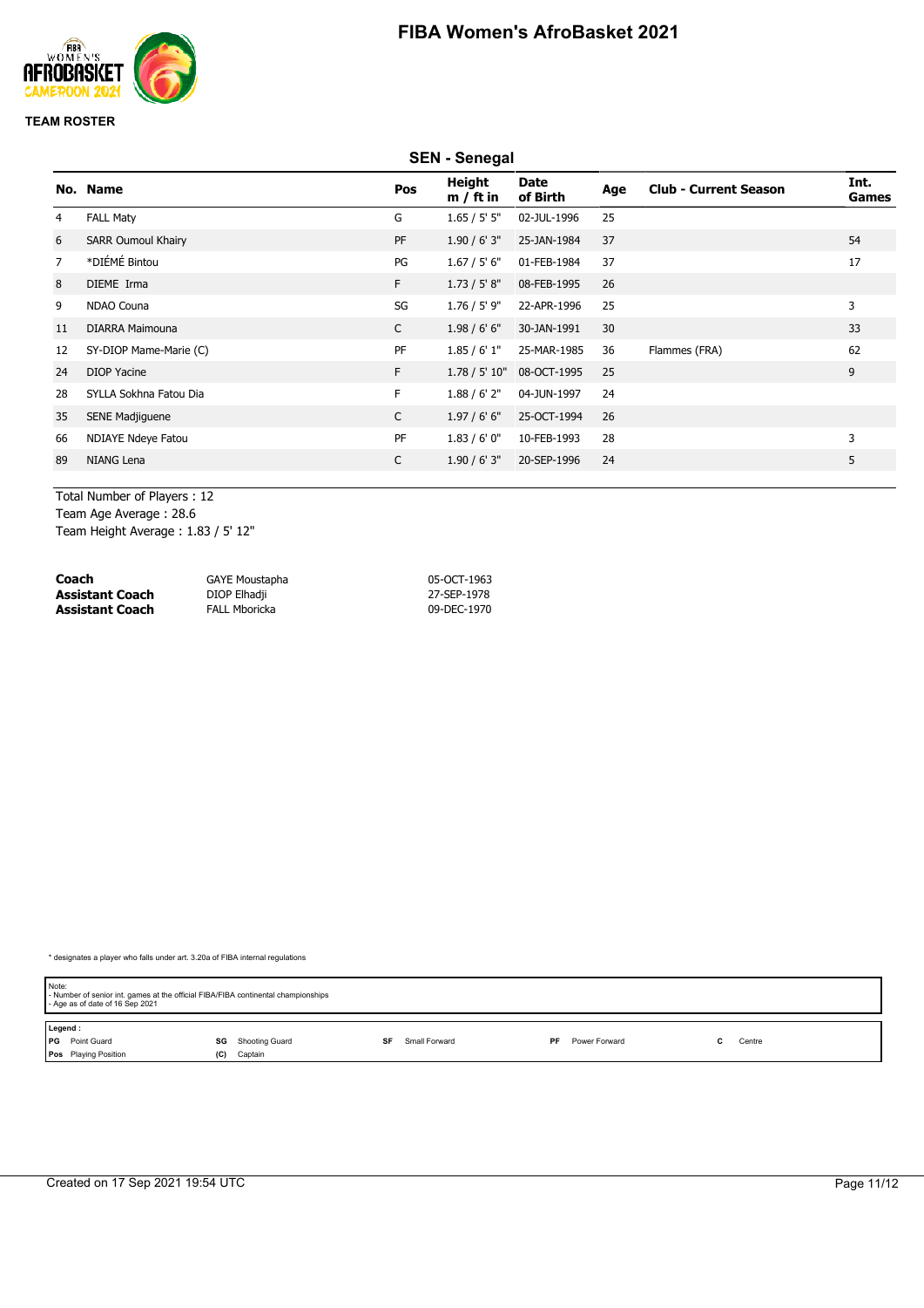# FIBA Women's AfroBasket 2021

**TEAM ROSTER**

## SEN - Senegal

| No. | Name | Pos | Height m / ft in | Date of Birth | Age | Club - Current Season | Int. Games |
|---|---|---|---|---|---|---|---|
| 4 | FALL Maty | G | 1.65 / 5' 5" | 02-JUL-1996 | 25 | | |
| 6 | SARR Oumoul Khairy | PF | 1.90 / 6' 3" | 25-JAN-1984 | 37 | | 54 |
| 7 | *DIÉMÉ Bintou | PG | 1.67 / 5' 6" | 01-FEB-1984 | 37 | | 17 |
| 8 | DIEME Irma | F | 1.73 / 5' 8" | 08-FEB-1995 | 26 | | |
| 9 | NDAO Couna | SG | 1.76 / 5' 9" | 22-APR-1996 | 25 | | 3 |
| 11 | DIARRA Maimouna | C | 1.98 / 6' 6" | 30-JAN-1991 | 30 | | 33 |
| 12 | SY-DIOP Mame-Marie (C) | PF | 1.85 / 6' 1" | 25-MAR-1985 | 36 | Flammes (FRA) | 62 |
| 24 | DIOP Yacine | F | 1.78 / 5' 10" | 08-OCT-1995 | 25 | | 9 |
| 28 | SYLLA Sokhna Fatou Dia | F | 1.88 / 6' 2" | 04-JUN-1997 | 24 | | |
| 35 | SENE Madjiguene | C | 1.97 / 6' 6" | 25-OCT-1994 | 26 | | |
| 66 | NDIAYE Ndeye Fatou | PF | 1.83 / 6' 0" | 10-FEB-1993 | 28 | | 3 |
| 89 | NIANG Lena | C | 1.90 / 6' 3" | 20-SEP-1996 | 24 | | 5 |

Total Number of Players : 12
Team Age Average : 28.6
Team Height Average : 1.83 / 5' 12"

| | | |
|---|---|---|
| **Coach** | GAYE Moustapha | 05-OCT-1963 |
| **Assistant Coach** | DIOP Elhadji | 27-SEP-1978 |
| **Assistant Coach** | FALL Mboricka | 09-DEC-1970 |

* designates a player who falls under art. 3.20a of FIBA internal regulations

Note:
- Number of senior int. games at the official FIBA/FIBA continental championships
- Age as of date of 16 Sep 2021

Legend :
**PG** Point Guard | **SG** Shooting Guard | **SF** Small Forward | **PF** Power Forward | **C** Centre
**Pos** Playing Position | **(C)** Captain

Created on 17 Sep 2021 19:54 UTC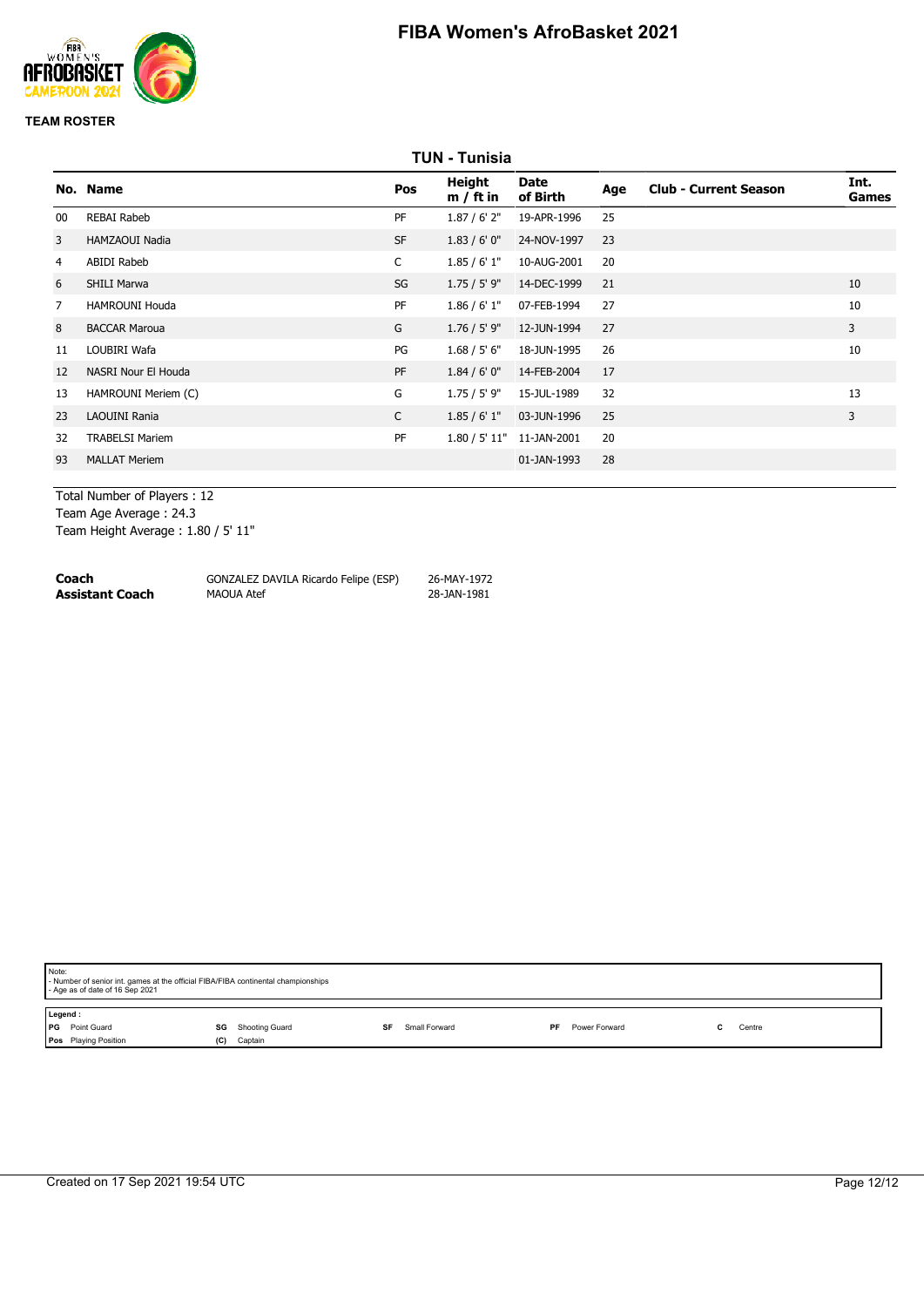# FIBA Women's AfroBasket 2021

**TEAM ROSTER**

## TUN - Tunisia

| No. | Name | Pos | Height m / ft in | Date of Birth | Age | Club - Current Season | Int. Games |
|---|---|---|---|---|---|---|---|
| 00 | REBAI Rabeb | PF | 1.87 / 6' 2" | 19-APR-1996 | 25 | | |
| 3 | HAMZAOUI Nadia | SF | 1.83 / 6' 0" | 24-NOV-1997 | 23 | | |
| 4 | ABIDI Rabeb | C | 1.85 / 6' 1" | 10-AUG-2001 | 20 | | |
| 6 | SHILI Marwa | SG | 1.75 / 5' 9" | 14-DEC-1999 | 21 | | 10 |
| 7 | HAMROUNI Houda | PF | 1.86 / 6' 1" | 07-FEB-1994 | 27 | | 10 |
| 8 | BACCAR Maroua | G | 1.76 / 5' 9" | 12-JUN-1994 | 27 | | 3 |
| 11 | LOUBIRI Wafa | PG | 1.68 / 5' 6" | 18-JUN-1995 | 26 | | 10 |
| 12 | NASRI Nour El Houda | PF | 1.84 / 6' 0" | 14-FEB-2004 | 17 | | |
| 13 | HAMROUNI Meriem (C) | G | 1.75 / 5' 9" | 15-JUL-1989 | 32 | | 13 |
| 23 | LAOUINI Rania | C | 1.85 / 6' 1" | 03-JUN-1996 | 25 | | 3 |
| 32 | TRABELSI Mariem | PF | 1.80 / 5' 11" | 11-JAN-2001 | 20 | | |
| 93 | MALLAT Meriem | | | 01-JAN-1993 | 28 | | |

Total Number of Players : 12
Team Age Average : 24.3
Team Height Average : 1.80 / 5' 11"

| | | |
|---|---|---|
| **Coach** | GONZALEZ DAVILA Ricardo Felipe (ESP) | 26-MAY-1972 |
| **Assistant Coach** | MAOUA Atef | 28-JAN-1981 |

Note:
- Number of senior int. games at the official FIBA/FIBA continental championships
- Age as of date of 16 Sep 2021

Legend :

| | | | | | | | | | |
|---|---|---|---|---|---|---|---|---|---|
| PG | Point Guard | SG | Shooting Guard | SF | Small Forward | PF | Power Forward | C | Centre |
| Pos | Playing Position | (C) | Captain | | | | | | |

Created on 17 Sep 2021 19:54 UTC